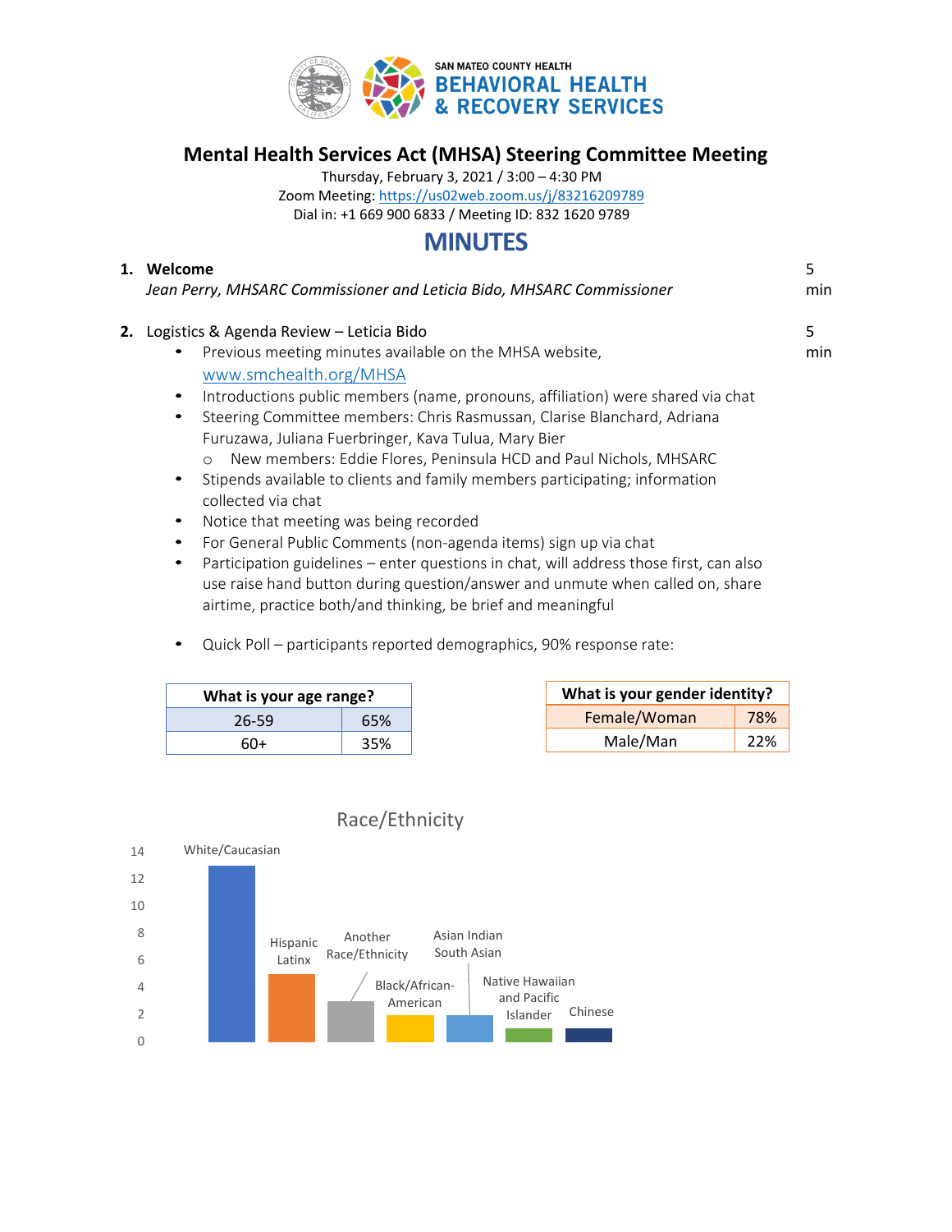SAN MATEO COUNTY HEALTH
BEHAVIORAL HEALTH & RECOVERY SERVICES

# Mental Health Services Act (MHSA) Steering Committee Meeting

Thursday, February 3, 2021 / 3:00 – 4:30 PM
Zoom Meeting: https://us02web.zoom.us/j/83216209789
Dial in: +1 669 900 6833 / Meeting ID: 832 1620 9789

## MINUTES

**1. Welcome** — 5 min

*Jean Perry, MHSARC Commissioner and Leticia Bido, MHSARC Commissioner*

**2.** Logistics & Agenda Review – Leticia Bido — 5 min

- Previous meeting minutes available on the MHSA website, www.smchealth.org/MHSA
- Introductions public members (name, pronouns, affiliation) were shared via chat
- Steering Committee members: Chris Rasmussan, Clarise Blanchard, Adriana Furuzawa, Juliana Fuerbringer, Kava Tulua, Mary Bier
  - New members: Eddie Flores, Peninsula HCD and Paul Nichols, MHSARC
- Stipends available to clients and family members participating; information collected via chat
- Notice that meeting was being recorded
- For General Public Comments (non-agenda items) sign up via chat
- Participation guidelines – enter questions in chat, will address those first, can also use raise hand button during question/answer and unmute when called on, share airtime, practice both/and thinking, be brief and meaningful
- Quick Poll – participants reported demographics, 90% response rate:

| What is your age range? | |
|---|---|
| 26-59 | 65% |
| 60+ | 35% |

| What is your gender identity? | |
|---|---|
| Female/Woman | 78% |
| Male/Man | 22% |

Race/Ethnicity

| Race/Ethnicity | Count |
|---|---|
| White/Caucasian | 13 |
| Hispanic Latinx | 5 |
| Another Race/Ethnicity | 3 |
| Black/African-American | 2 |
| Asian Indian South Asian | 2 |
| Native Hawaiian and Pacific Islander | 1 |
| Chinese | 1 |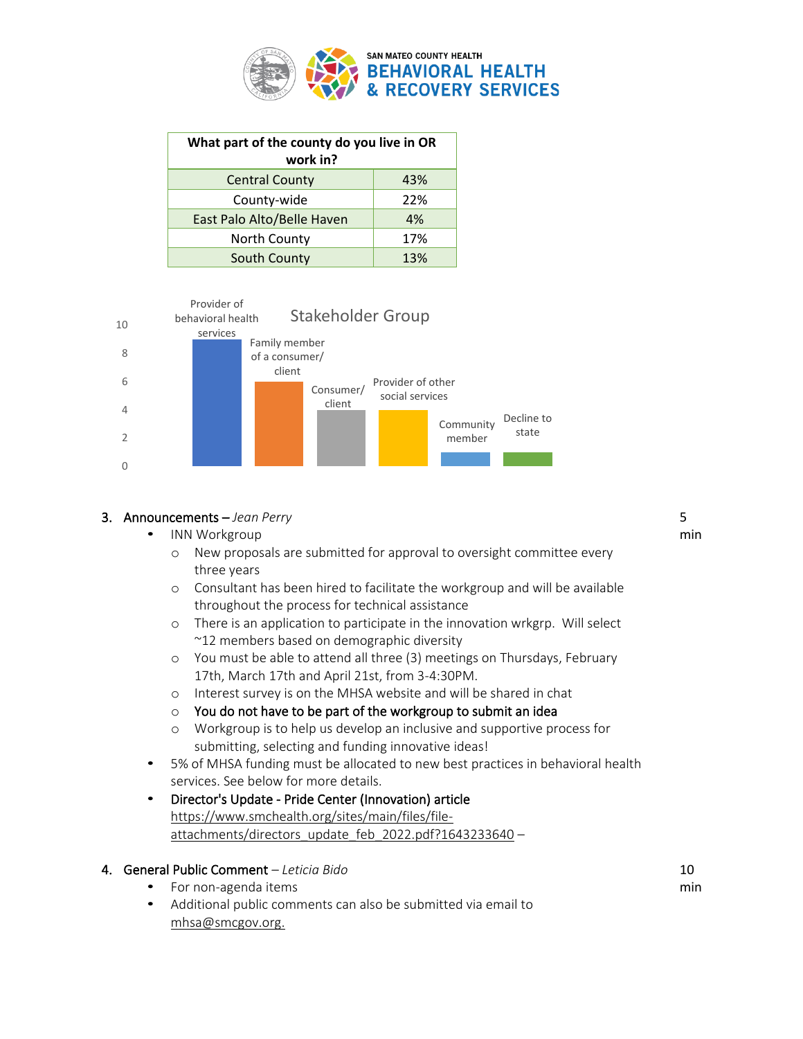| What part of the county do you live in OR work in? | |
|---|---|
| Central County | 43% |
| County-wide | 22% |
| East Palo Alto/Belle Haven | 4% |
| North County | 17% |
| South County | 13% |

**Stakeholder Group**

| Stakeholder Group | Count (approx.) |
|---|---|
| Provider of behavioral health services | 9 |
| Family member of a consumer/client | 6 |
| Consumer/client | 4 |
| Provider of other social services | 4 |
| Community member | 1 |
| Decline to state | 1 |

3. Announcements – *Jean Perry* — 5 min
   - INN Workgroup
     - New proposals are submitted for approval to oversight committee every three years
     - Consultant has been hired to facilitate the workgroup and will be available throughout the process for technical assistance
     - There is an application to participate in the innovation wrkgrp. Will select ~12 members based on demographic diversity
     - You must be able to attend all three (3) meetings on Thursdays, February 17th, March 17th and April 21st, from 3-4:30PM.
     - Interest survey is on the MHSA website and will be shared in chat
     - You do not have to be part of the workgroup to submit an idea
     - Workgroup is to help us develop an inclusive and supportive process for submitting, selecting and funding innovative ideas!
   - 5% of MHSA funding must be allocated to new best practices in behavioral health services. See below for more details.
   - Director's Update - Pride Center (Innovation) article https://www.smchealth.org/sites/main/files/file-attachments/directors_update_feb_2022.pdf?1643233640 –

4. General Public Comment – *Leticia Bido* — 10 min
   - For non-agenda items
   - Additional public comments can also be submitted via email to mhsa@smcgov.org.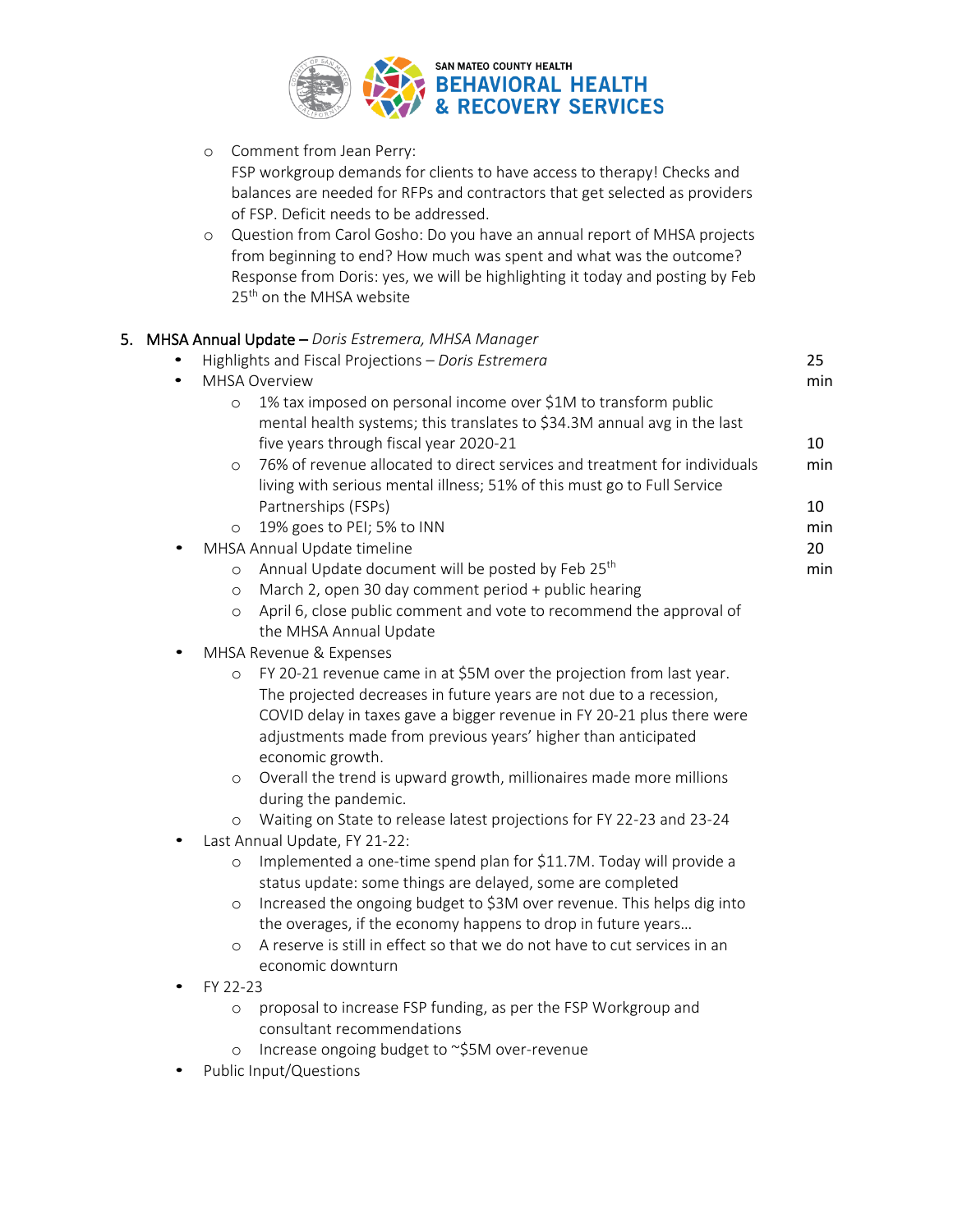- Comment from Jean Perry:
  FSP workgroup demands for clients to have access to therapy! Checks and balances are needed for RFPs and contractors that get selected as providers of FSP. Deficit needs to be addressed.
- Question from Carol Gosho: Do you have an annual report of MHSA projects from beginning to end? How much was spent and what was the outcome? Response from Doris: yes, we will be highlighting it today and posting by Feb 25th on the MHSA website

## 5. MHSA Annual Update – *Doris Estremera, MHSA Manager*

- Highlights and Fiscal Projections – *Doris Estremera* — 25 min
- MHSA Overview
  - 1% tax imposed on personal income over $1M to transform public mental health systems; this translates to $34.3M annual avg in the last five years through fiscal year 2020-21 — 10 min
  - 76% of revenue allocated to direct services and treatment for individuals living with serious mental illness; 51% of this must go to Full Service Partnerships (FSPs) — 10 min
  - 19% goes to PEI; 5% to INN — 10 min
- MHSA Annual Update timeline — 20 min
  - Annual Update document will be posted by Feb 25th
  - March 2, open 30 day comment period + public hearing
  - April 6, close public comment and vote to recommend the approval of the MHSA Annual Update
- MHSA Revenue & Expenses
  - FY 20-21 revenue came in at $5M over the projection from last year. The projected decreases in future years are not due to a recession, COVID delay in taxes gave a bigger revenue in FY 20-21 plus there were adjustments made from previous years' higher than anticipated economic growth.
  - Overall the trend is upward growth, millionaires made more millions during the pandemic.
  - Waiting on State to release latest projections for FY 22-23 and 23-24
- Last Annual Update, FY 21-22:
  - Implemented a one-time spend plan for $11.7M. Today will provide a status update: some things are delayed, some are completed
  - Increased the ongoing budget to $3M over revenue. This helps dig into the overages, if the economy happens to drop in future years…
  - A reserve is still in effect so that we do not have to cut services in an economic downturn
- FY 22-23
  - proposal to increase FSP funding, as per the FSP Workgroup and consultant recommendations
  - Increase ongoing budget to ~$5M over-revenue
- Public Input/Questions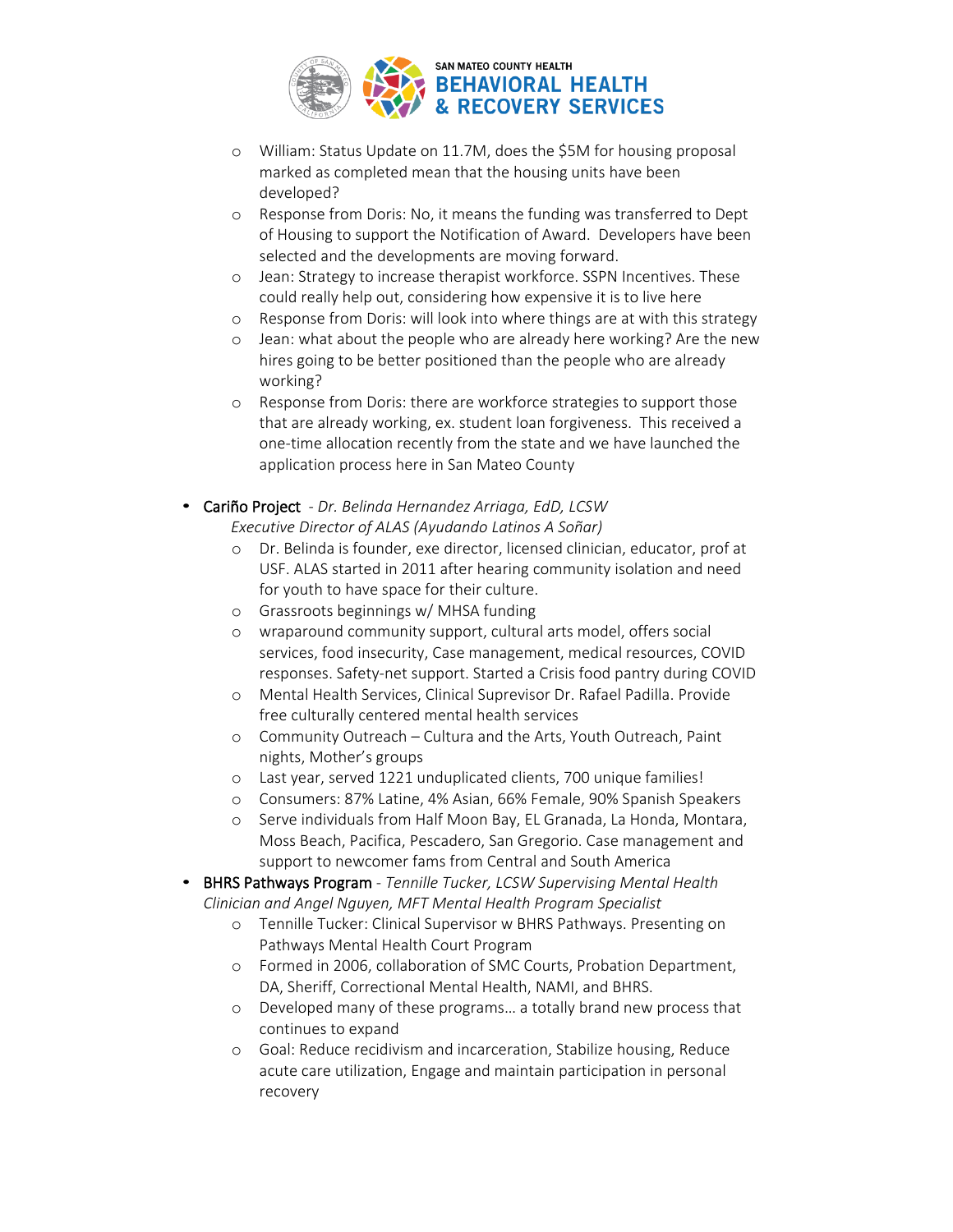- William: Status Update on 11.7M, does the $5M for housing proposal marked as completed mean that the housing units have been developed?
- Response from Doris: No, it means the funding was transferred to Dept of Housing to support the Notification of Award. Developers have been selected and the developments are moving forward.
- Jean: Strategy to increase therapist workforce. SSPN Incentives. These could really help out, considering how expensive it is to live here
- Response from Doris: will look into where things are at with this strategy
- Jean: what about the people who are already here working? Are the new hires going to be better positioned than the people who are already working?
- Response from Doris: there are workforce strategies to support those that are already working, ex. student loan forgiveness. This received a one-time allocation recently from the state and we have launched the application process here in San Mateo County

- Cariño Project - *Dr. Belinda Hernandez Arriaga, EdD, LCSW Executive Director of ALAS (Ayudando Latinos A Soñar)*
  - Dr. Belinda is founder, exe director, licensed clinician, educator, prof at USF. ALAS started in 2011 after hearing community isolation and need for youth to have space for their culture.
  - Grassroots beginnings w/ MHSA funding
  - wraparound community support, cultural arts model, offers social services, food insecurity, Case management, medical resources, COVID responses. Safety-net support. Started a Crisis food pantry during COVID
  - Mental Health Services, Clinical Supervisor Dr. Rafael Padilla. Provide free culturally centered mental health services
  - Community Outreach – Cultura and the Arts, Youth Outreach, Paint nights, Mother's groups
  - Last year, served 1221 unduplicated clients, 700 unique families!
  - Consumers: 87% Latine, 4% Asian, 66% Female, 90% Spanish Speakers
  - Serve individuals from Half Moon Bay, EL Granada, La Honda, Montara, Moss Beach, Pacifica, Pescadero, San Gregorio. Case management and support to newcomer fams from Central and South America
- BHRS Pathways Program - *Tennille Tucker, LCSW Supervising Mental Health Clinician and Angel Nguyen, MFT Mental Health Program Specialist*
  - Tennille Tucker: Clinical Supervisor w BHRS Pathways. Presenting on Pathways Mental Health Court Program
  - Formed in 2006, collaboration of SMC Courts, Probation Department, DA, Sheriff, Correctional Mental Health, NAMI, and BHRS.
  - Developed many of these programs… a totally brand new process that continues to expand
  - Goal: Reduce recidivism and incarceration, Stabilize housing, Reduce acute care utilization, Engage and maintain participation in personal recovery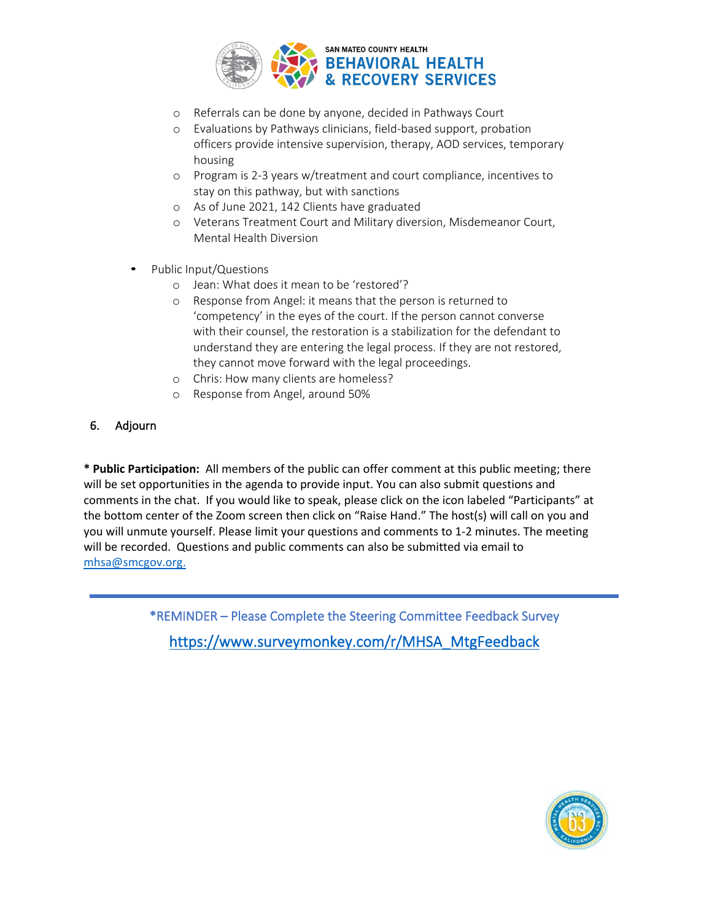- Referrals can be done by anyone, decided in Pathways Court
  - Evaluations by Pathways clinicians, field-based support, probation officers provide intensive supervision, therapy, AOD services, temporary housing
  - Program is 2-3 years w/treatment and court compliance, incentives to stay on this pathway, but with sanctions
  - As of June 2021, 142 Clients have graduated
  - Veterans Treatment Court and Military diversion, Misdemeanor Court, Mental Health Diversion

- Public Input/Questions
  - Jean: What does it mean to be 'restored'?
  - Response from Angel: it means that the person is returned to 'competency' in the eyes of the court. If the person cannot converse with their counsel, the restoration is a stabilization for the defendant to understand they are entering the legal process. If they are not restored, they cannot move forward with the legal proceedings.
  - Chris: How many clients are homeless?
  - Response from Angel, around 50%

6. Adjourn

**\* Public Participation:** All members of the public can offer comment at this public meeting; there will be set opportunities in the agenda to provide input. You can also submit questions and comments in the chat. If you would like to speak, please click on the icon labeled "Participants" at the bottom center of the Zoom screen then click on "Raise Hand." The host(s) will call on you and you will unmute yourself. Please limit your questions and comments to 1-2 minutes. The meeting will be recorded. Questions and public comments can also be submitted via email to mhsa@smcgov.org.

---

*REMINDER – Please Complete the Steering Committee Feedback Survey

https://www.surveymonkey.com/r/MHSA_MtgFeedback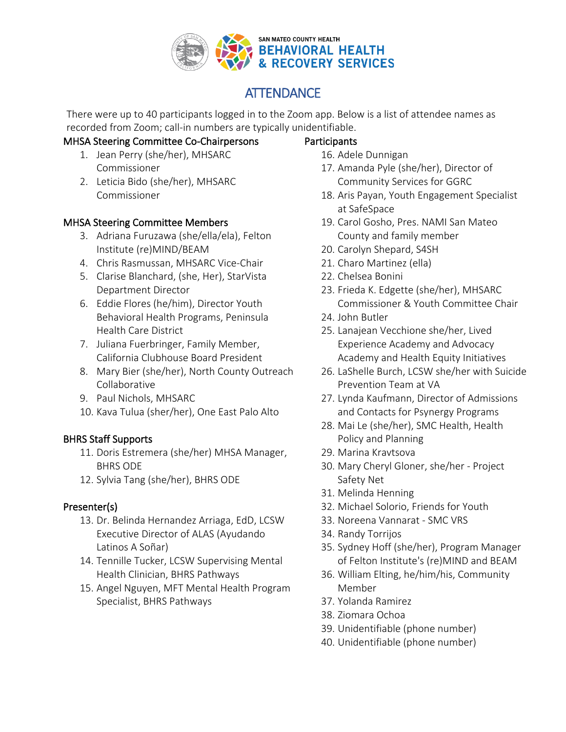SAN MATEO COUNTY HEALTH
BEHAVIORAL HEALTH & RECOVERY SERVICES

# ATTENDANCE

There were up to 40 participants logged in to the Zoom app. Below is a list of attendee names as recorded from Zoom; call-in numbers are typically unidentifiable.

### MHSA Steering Committee Co-Chairpersons

1. Jean Perry (she/her), MHSARC Commissioner
2. Leticia Bido (she/her), MHSARC Commissioner

### MHSA Steering Committee Members

3. Adriana Furuzawa (she/ella/ela), Felton Institute (re)MIND/BEAM
4. Chris Rasmussan, MHSARC Vice-Chair
5. Clarise Blanchard, (she, Her), StarVista Department Director
6. Eddie Flores (he/him), Director Youth Behavioral Health Programs, Peninsula Health Care District
7. Juliana Fuerbringer, Family Member, California Clubhouse Board President
8. Mary Bier (she/her), North County Outreach Collaborative
9. Paul Nichols, MHSARC
10. Kava Tulua (sher/her), One East Palo Alto

### BHRS Staff Supports

11. Doris Estremera (she/her) MHSA Manager, BHRS ODE
12. Sylvia Tang (she/her), BHRS ODE

### Presenter(s)

13. Dr. Belinda Hernandez Arriaga, EdD, LCSW Executive Director of ALAS (Ayudando Latinos A Soñar)
14. Tennille Tucker, LCSW Supervising Mental Health Clinician, BHRS Pathways
15. Angel Nguyen, MFT Mental Health Program Specialist, BHRS Pathways

### Participants

16. Adele Dunnigan
17. Amanda Pyle (she/her), Director of Community Services for GGRC
18. Aris Payan, Youth Engagement Specialist at SafeSpace
19. Carol Gosho, Pres. NAMI San Mateo County and family member
20. Carolyn Shepard, S4SH
21. Charo Martinez (ella)
22. Chelsea Bonini
23. Frieda K. Edgette (she/her), MHSARC Commissioner & Youth Committee Chair
24. John Butler
25. Lanajean Vecchione she/her, Lived Experience Academy and Advocacy Academy and Health Equity Initiatives
26. LaShelle Burch, LCSW she/her with Suicide Prevention Team at VA
27. Lynda Kaufmann, Director of Admissions and Contacts for Psynergy Programs
28. Mai Le (she/her), SMC Health, Health Policy and Planning
29. Marina Kravtsova
30. Mary Cheryl Gloner, she/her - Project Safety Net
31. Melinda Henning
32. Michael Solorio, Friends for Youth
33. Noreena Vannarat - SMC VRS
34. Randy Torrijos
35. Sydney Hoff (she/her), Program Manager of Felton Institute's (re)MIND and BEAM
36. William Elting, he/him/his, Community Member
37. Yolanda Ramirez
38. Ziomara Ochoa
39. Unidentifiable (phone number)
40. Unidentifiable (phone number)